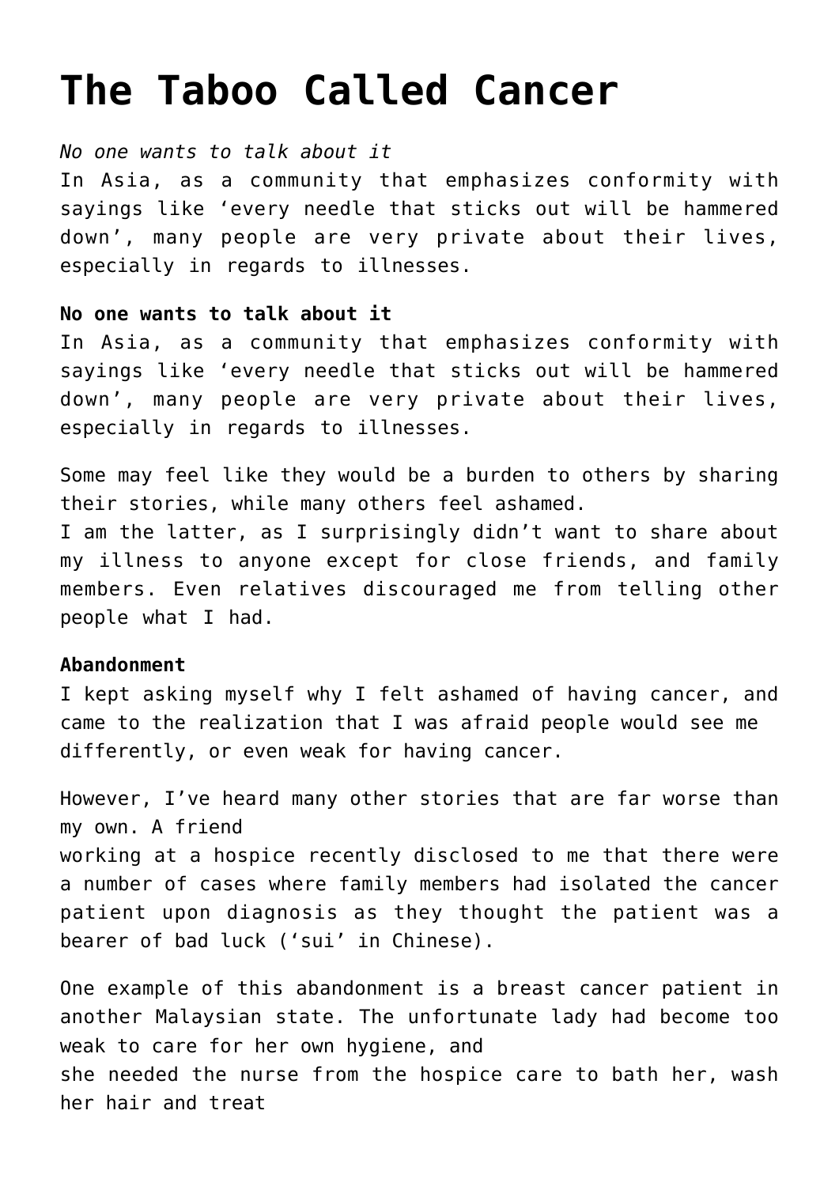# The Taboo Called Cancer

*No one wants to talk about it*
In Asia, as a community that emphasizes conformity with sayings like 'every needle that sticks out will be hammered down', many people are very private about their lives, especially in regards to illnesses.

**No one wants to talk about it**
In Asia, as a community that emphasizes conformity with sayings like 'every needle that sticks out will be hammered down', many people are very private about their lives, especially in regards to illnesses.

Some may feel like they would be a burden to others by sharing their stories, while many others feel ashamed.
I am the latter, as I surprisingly didn't want to share about my illness to anyone except for close friends, and family members. Even relatives discouraged me from telling other people what I had.

**Abandonment**
I kept asking myself why I felt ashamed of having cancer, and came to the realization that I was afraid people would see me differently, or even weak for having cancer.

However, I've heard many other stories that are far worse than my own. A friend working at a hospice recently disclosed to me that there were a number of cases where family members had isolated the cancer patient upon diagnosis as they thought the patient was a bearer of bad luck ('sui' in Chinese).

One example of this abandonment is a breast cancer patient in another Malaysian state. The unfortunate lady had become too weak to care for her own hygiene, and she needed the nurse from the hospice care to bath her, wash her hair and treat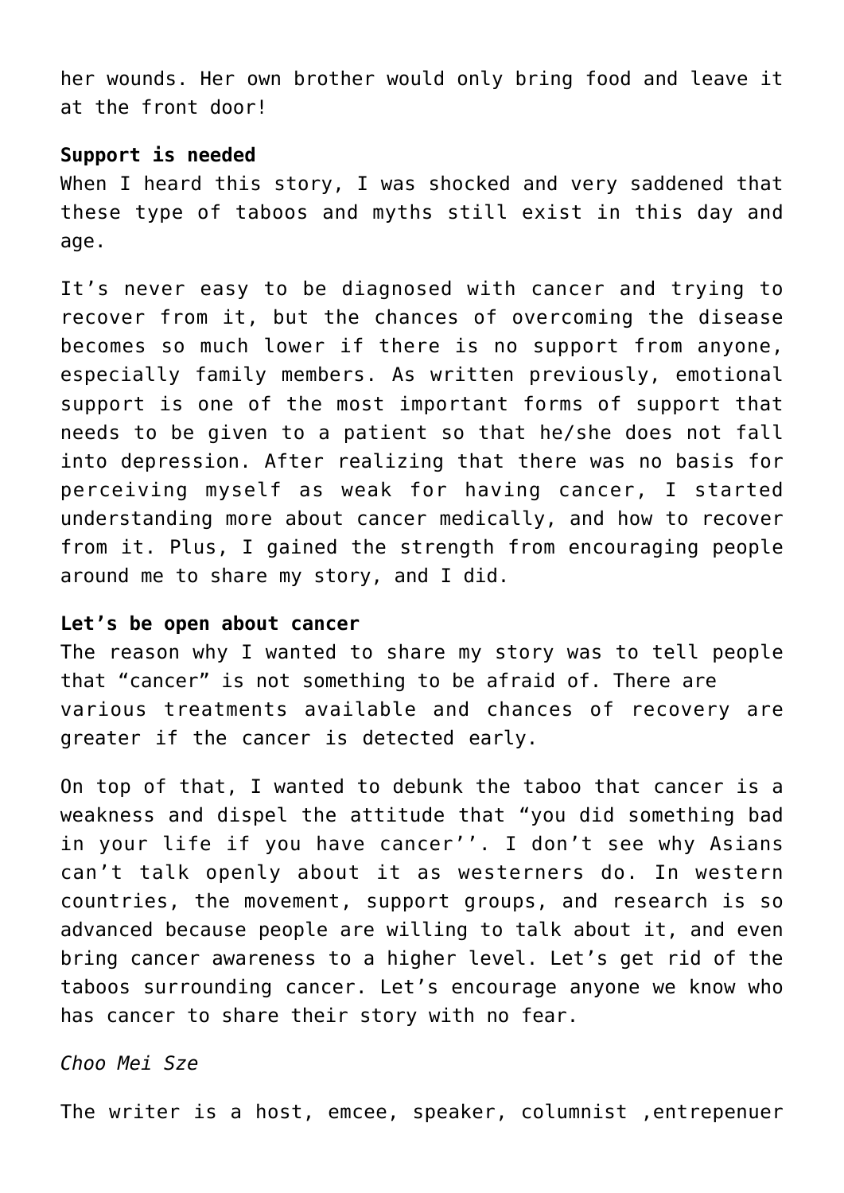her wounds. Her own brother would only bring food and leave it at the front door!

**Support is needed**

When I heard this story, I was shocked and very saddened that these type of taboos and myths still exist in this day and age.

It's never easy to be diagnosed with cancer and trying to recover from it, but the chances of overcoming the disease becomes so much lower if there is no support from anyone, especially family members. As written previously, emotional support is one of the most important forms of support that needs to be given to a patient so that he/she does not fall into depression. After realizing that there was no basis for perceiving myself as weak for having cancer, I started understanding more about cancer medically, and how to recover from it. Plus, I gained the strength from encouraging people around me to share my story, and I did.

**Let's be open about cancer**

The reason why I wanted to share my story was to tell people that "cancer" is not something to be afraid of. There are various treatments available and chances of recovery are greater if the cancer is detected early.

On top of that, I wanted to debunk the taboo that cancer is a weakness and dispel the attitude that "you did something bad in your life if you have cancer''. I don't see why Asians can't talk openly about it as westerners do. In western countries, the movement, support groups, and research is so advanced because people are willing to talk about it, and even bring cancer awareness to a higher level. Let's get rid of the taboos surrounding cancer. Let's encourage anyone we know who has cancer to share their story with no fear.

*Choo Mei Sze*

The writer is a host, emcee, speaker, columnist ,entrepenuer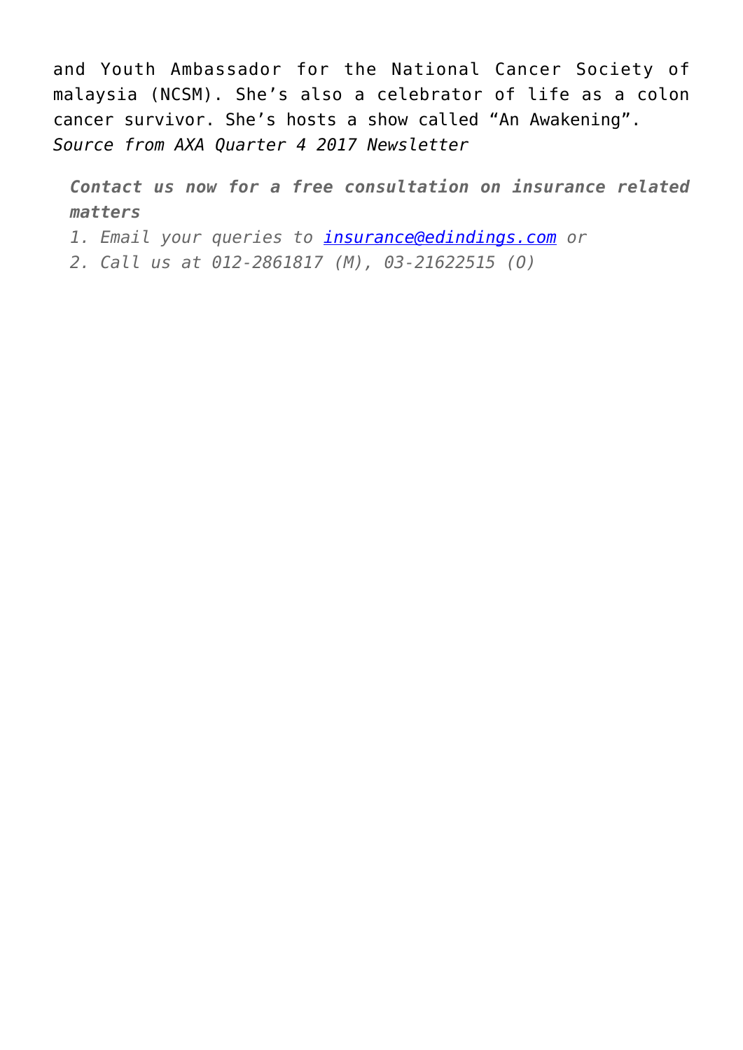and Youth Ambassador for the National Cancer Society of malaysia (NCSM). She's also a celebrator of life as a colon cancer survivor. She's hosts a show called "An Awakening".
*Source from AXA Quarter 4 2017 Newsletter*

***Contact us now for a free consultation on insurance related matters***

1. *Email your queries to [insurance@edindings.com](mailto:insurance@edindings.com) or*
2. *Call us at 012-2861817 (M), 03-21622515 (O)*